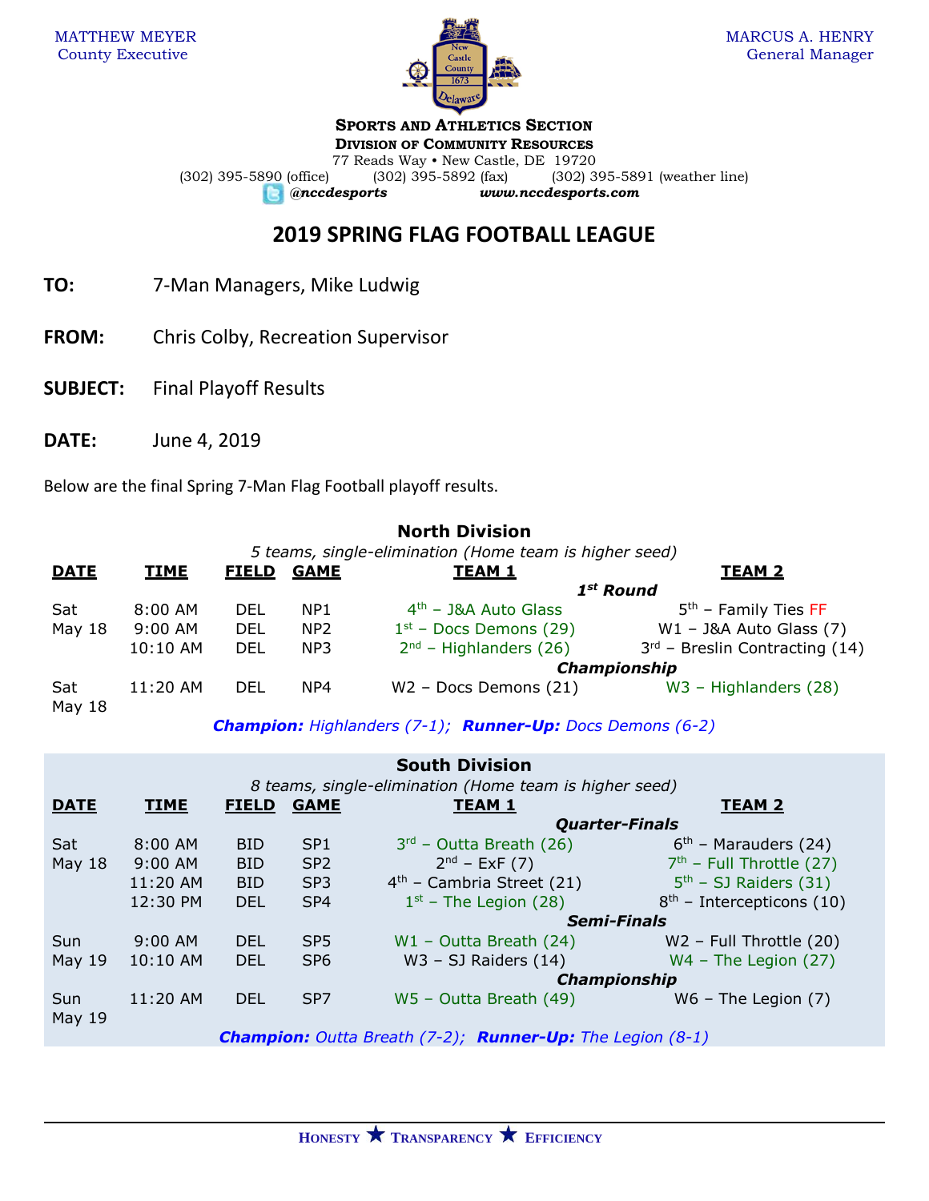MATTHEW MEYER
County Executive

MARCUS A. HENRY
General Manager

**SPORTS AND ATHLETICS SECTION**
**DIVISION OF COMMUNITY RESOURCES**
77 Reads Way • New Castle, DE 19720
(302) 395-5890 (office) (302) 395-5892 (fax) (302) 395-5891 (weather line)
*@nccdesports* *www.nccdesports.com*

# 2019 SPRING FLAG FOOTBALL LEAGUE

**TO:** 7-Man Managers, Mike Ludwig

**FROM:** Chris Colby, Recreation Supervisor

**SUBJECT:** Final Playoff Results

**DATE:** June 4, 2019

Below are the final Spring 7-Man Flag Football playoff results.

## North Division

*5 teams, single-elimination (Home team is higher seed)*

| DATE | TIME | FIELD | GAME | TEAM 1 | TEAM 2 |
|---|---|---|---|---|---|
| | | | | ***1st Round*** | |
| Sat May 18 | 8:00 AM | DEL | NP1 | 4th – J&A Auto Glass | 5th – Family Ties FF |
| | 9:00 AM | DEL | NP2 | 1st – Docs Demons (29) | W1 – J&A Auto Glass (7) |
| | 10:10 AM | DEL | NP3 | 2nd – Highlanders (26) | 3rd – Breslin Contracting (14) |
| | | | | ***Championship*** | |
| Sat May 18 | 11:20 AM | DEL | NP4 | W2 – Docs Demons (21) | W3 – Highlanders (28) |

***Champion:*** *Highlanders (7-1);* ***Runner-Up:*** *Docs Demons (6-2)*

## South Division

*8 teams, single-elimination (Home team is higher seed)*

| DATE | TIME | FIELD | GAME | TEAM 1 | TEAM 2 |
|---|---|---|---|---|---|
| | | | | ***Quarter-Finals*** | |
| Sat May 18 | 8:00 AM | BID | SP1 | 3rd – Outta Breath (26) | 6th – Marauders (24) |
| | 9:00 AM | BID | SP2 | 2nd – ExF (7) | 7th – Full Throttle (27) |
| | 11:20 AM | BID | SP3 | 4th – Cambria Street (21) | 5th – SJ Raiders (31) |
| | 12:30 PM | DEL | SP4 | 1st – The Legion (28) | 8th – Intercepticons (10) |
| | | | | ***Semi-Finals*** | |
| Sun May 19 | 9:00 AM | DEL | SP5 | W1 – Outta Breath (24) | W2 – Full Throttle (20) |
| | 10:10 AM | DEL | SP6 | W3 – SJ Raiders (14) | W4 – The Legion (27) |
| | | | | ***Championship*** | |
| Sun May 19 | 11:20 AM | DEL | SP7 | W5 – Outta Breath (49) | W6 – The Legion (7) |

***Champion:*** *Outta Breath (7-2);* ***Runner-Up:*** *The Legion (8-1)*

HONESTY ★ TRANSPARENCY ★ EFFICIENCY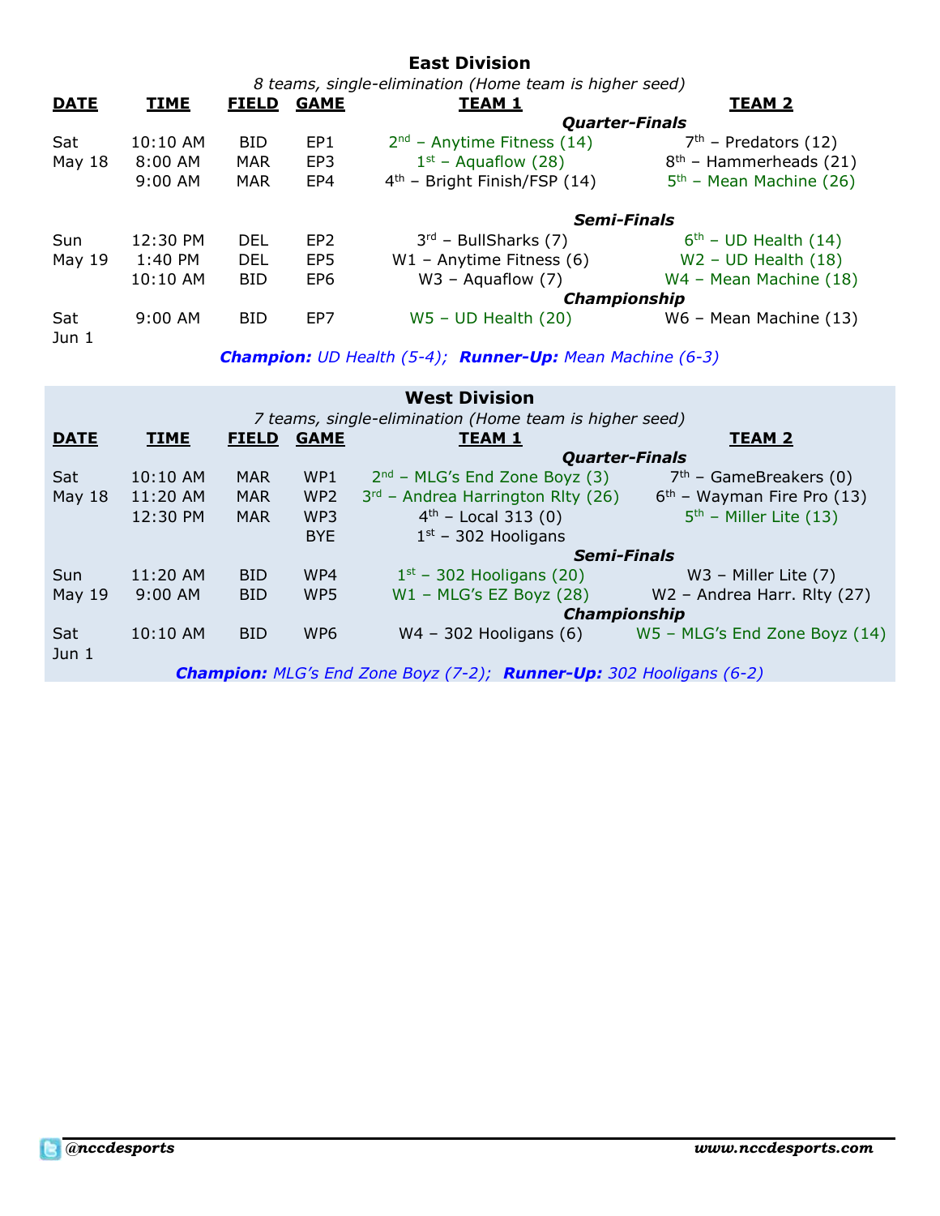## East Division

*8 teams, single-elimination (Home team is higher seed)*

| DATE | TIME | FIELD | GAME | TEAM 1 | TEAM 2 |
|---|---|---|---|---|---|
| | | | | | ***Quarter-Finals*** |
| Sat | 10:10 AM | BID | EP1 | 2nd – Anytime Fitness (14) | 7th – Predators (12) |
| May 18 | 8:00 AM | MAR | EP3 | 1st – Aquaflow (28) | 8th – Hammerheads (21) |
| | 9:00 AM | MAR | EP4 | 4th – Bright Finish/FSP (14) | 5th – Mean Machine (26) |
| | | | | | ***Semi-Finals*** |
| Sun | 12:30 PM | DEL | EP2 | 3rd – BullSharks (7) | 6th – UD Health (14) |
| May 19 | 1:40 PM | DEL | EP5 | W1 – Anytime Fitness (6) | W2 – UD Health (18) |
| | 10:10 AM | BID | EP6 | W3 – Aquaflow (7) | W4 – Mean Machine (18) |
| | | | | | ***Championship*** |
| Sat Jun 1 | 9:00 AM | BID | EP7 | W5 – UD Health (20) | W6 – Mean Machine (13) |

***Champion:*** *UD Health (5-4);* ***Runner-Up:*** *Mean Machine (6-3)*

## West Division

*7 teams, single-elimination (Home team is higher seed)*

| DATE | TIME | FIELD | GAME | TEAM 1 | TEAM 2 |
|---|---|---|---|---|---|
| | | | | | ***Quarter-Finals*** |
| Sat | 10:10 AM | MAR | WP1 | 2nd – MLG's End Zone Boyz (3) | 7th – GameBreakers (0) |
| May 18 | 11:20 AM | MAR | WP2 | 3rd – Andrea Harrington Rlty (26) | 6th – Wayman Fire Pro (13) |
| | 12:30 PM | MAR | WP3 | 4th – Local 313 (0) | 5th – Miller Lite (13) |
| | | | BYE | 1st – 302 Hooligans | |
| | | | | | ***Semi-Finals*** |
| Sun | 11:20 AM | BID | WP4 | 1st – 302 Hooligans (20) | W3 – Miller Lite (7) |
| May 19 | 9:00 AM | BID | WP5 | W1 – MLG's EZ Boyz (28) | W2 – Andrea Harr. Rlty (27) |
| | | | | | ***Championship*** |
| Sat Jun 1 | 10:10 AM | BID | WP6 | W4 – 302 Hooligans (6) | W5 – MLG's End Zone Boyz (14) |

***Champion:*** *MLG's End Zone Boyz (7-2);* ***Runner-Up:*** *302 Hooligans (6-2)*